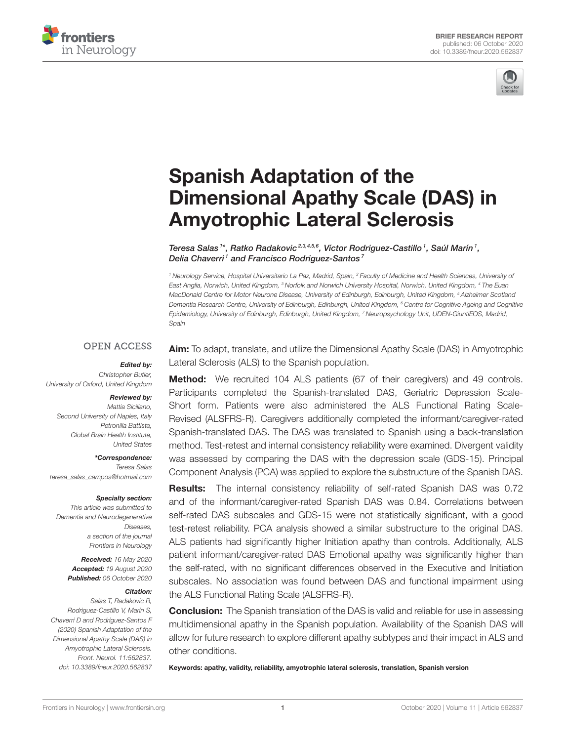BRIEF RESEARCH REPORT
published: 06 October 2020
doi: 10.3389/fneur.2020.562837

# Spanish Adaptation of the Dimensional Apathy Scale (DAS) in Amyotrophic Lateral Sclerosis

*Teresa Salas[1]\*, Ratko Radakovic[2,3,4,5,6], Víctor Rodriguez-Castillo[1], Saúl Marín[1], Delia Chaverri[1] and Francisco Rodriguez-Santos[7]*

[1] Neurology Service, Hospital Universitario La Paz, Madrid, Spain, [2] Faculty of Medicine and Health Sciences, University of East Anglia, Norwich, United Kingdom, [3] Norfolk and Norwich University Hospital, Norwich, United Kingdom, [4] The Euan MacDonald Centre for Motor Neurone Disease, University of Edinburgh, Edinburgh, United Kingdom, [5] Alzheimer Scotland Dementia Research Centre, University of Edinburgh, Edinburgh, United Kingdom, [6] Centre for Cognitive Ageing and Cognitive Epidemiology, University of Edinburgh, Edinburgh, United Kingdom, [7] Neuropsychology Unit, UDEN-GiuntiEOS, Madrid, Spain

OPEN ACCESS

***Edited by:***
Christopher Butler,
University of Oxford, United Kingdom

***Reviewed by:***
Mattia Siciliano,
Second University of Naples, Italy
Petronilla Battista,
Global Brain Health Institute,
United States

***\*Correspondence:***
Teresa Salas
teresa_salas_campos@hotmail.com

***Specialty section:***
This article was submitted to
Dementia and Neurodegenerative
Diseases,
a section of the journal
Frontiers in Neurology

***Received:*** 16 May 2020
***Accepted:*** 19 August 2020
***Published:*** 06 October 2020

***Citation:***
Salas T, Radakovic R,
Rodriguez-Castillo V, Marín S,
Chaverri D and Rodriguez-Santos F
(2020) Spanish Adaptation of the
Dimensional Apathy Scale (DAS) in
Amyotrophic Lateral Sclerosis.
Front. Neurol. 11:562837.
doi: 10.3389/fneur.2020.562837

**Aim:** To adapt, translate, and utilize the Dimensional Apathy Scale (DAS) in Amyotrophic Lateral Sclerosis (ALS) to the Spanish population.

**Method:** We recruited 104 ALS patients (67 of their caregivers) and 49 controls. Participants completed the Spanish-translated DAS, Geriatric Depression Scale-Short form. Patients were also administered the ALS Functional Rating Scale-Revised (ALSFRS-R). Caregivers additionally completed the informant/caregiver-rated Spanish-translated DAS. The DAS was translated to Spanish using a back-translation method. Test-retest and internal consistency reliability were examined. Divergent validity was assessed by comparing the DAS with the depression scale (GDS-15). Principal Component Analysis (PCA) was applied to explore the substructure of the Spanish DAS.

**Results:** The internal consistency reliability of self-rated Spanish DAS was 0.72 and of the informant/caregiver-rated Spanish DAS was 0.84. Correlations between self-rated DAS subscales and GDS-15 were not statistically significant, with a good test-retest reliability. PCA analysis showed a similar substructure to the original DAS. ALS patients had significantly higher Initiation apathy than controls. Additionally, ALS patient informant/caregiver-rated DAS Emotional apathy was significantly higher than the self-rated, with no significant differences observed in the Executive and Initiation subscales. No association was found between DAS and functional impairment using the ALS Functional Rating Scale (ALSFRS-R).

**Conclusion:** The Spanish translation of the DAS is valid and reliable for use in assessing multidimensional apathy in the Spanish population. Availability of the Spanish DAS will allow for future research to explore different apathy subtypes and their impact in ALS and other conditions.

**Keywords: apathy, validity, reliability, amyotrophic lateral sclerosis, translation, Spanish version**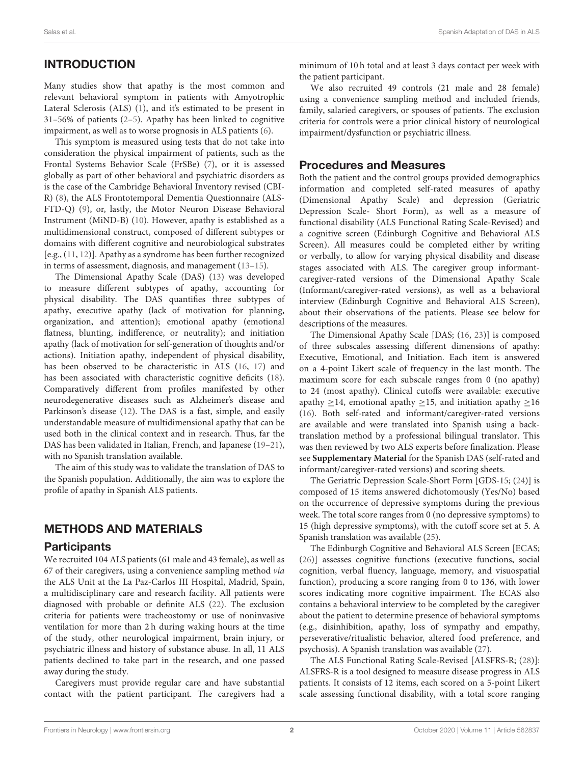## INTRODUCTION

Many studies show that apathy is the most common and relevant behavioral symptom in patients with Amyotrophic Lateral Sclerosis (ALS) (1), and it's estimated to be present in 31–56% of patients (2–5). Apathy has been linked to cognitive impairment, as well as to worse prognosis in ALS patients (6).

This symptom is measured using tests that do not take into consideration the physical impairment of patients, such as the Frontal Systems Behavior Scale (FrSBe) (7), or it is assessed globally as part of other behavioral and psychiatric disorders as is the case of the Cambridge Behavioral Inventory revised (CBI-R) (8), the ALS Frontotemporal Dementia Questionnaire (ALS-FTD-Q) (9), or, lastly, the Motor Neuron Disease Behavioral Instrument (MiND-B) (10). However, apathy is established as a multidimensional construct, composed of different subtypes or domains with different cognitive and neurobiological substrates [e.g., (11, 12)]. Apathy as a syndrome has been further recognized in terms of assessment, diagnosis, and management (13–15).

The Dimensional Apathy Scale (DAS) (13) was developed to measure different subtypes of apathy, accounting for physical disability. The DAS quantifies three subtypes of apathy, executive apathy (lack of motivation for planning, organization, and attention); emotional apathy (emotional flatness, blunting, indifference, or neutrality); and initiation apathy (lack of motivation for self-generation of thoughts and/or actions). Initiation apathy, independent of physical disability, has been observed to be characteristic in ALS (16, 17) and has been associated with characteristic cognitive deficits (18). Comparatively different from profiles manifested by other neurodegenerative diseases such as Alzheimer's disease and Parkinson's disease (12). The DAS is a fast, simple, and easily understandable measure of multidimensional apathy that can be used both in the clinical context and in research. Thus, far the DAS has been validated in Italian, French, and Japanese (19–21), with no Spanish translation available.

The aim of this study was to validate the translation of DAS to the Spanish population. Additionally, the aim was to explore the profile of apathy in Spanish ALS patients.

## METHODS AND MATERIALS

### Participants

We recruited 104 ALS patients (61 male and 43 female), as well as 67 of their caregivers, using a convenience sampling method *via* the ALS Unit at the La Paz-Carlos III Hospital, Madrid, Spain, a multidisciplinary care and research facility. All patients were diagnosed with probable or definite ALS (22). The exclusion criteria for patients were tracheostomy or use of noninvasive ventilation for more than 2 h during waking hours at the time of the study, other neurological impairment, brain injury, or psychiatric illness and history of substance abuse. In all, 11 ALS patients declined to take part in the research, and one passed away during the study.

Caregivers must provide regular care and have substantial contact with the patient participant. The caregivers had a minimum of 10 h total and at least 3 days contact per week with the patient participant.

We also recruited 49 controls (21 male and 28 female) using a convenience sampling method and included friends, family, salaried caregivers, or spouses of patients. The exclusion criteria for controls were a prior clinical history of neurological impairment/dysfunction or psychiatric illness.

### Procedures and Measures

Both the patient and the control groups provided demographics information and completed self-rated measures of apathy (Dimensional Apathy Scale) and depression (Geriatric Depression Scale- Short Form), as well as a measure of functional disability (ALS Functional Rating Scale-Revised) and a cognitive screen (Edinburgh Cognitive and Behavioral ALS Screen). All measures could be completed either by writing or verbally, to allow for varying physical disability and disease stages associated with ALS. The caregiver group informant-caregiver-rated versions of the Dimensional Apathy Scale (Informant/caregiver-rated versions), as well as a behavioral interview (Edinburgh Cognitive and Behavioral ALS Screen), about their observations of the patients. Please see below for descriptions of the measures.

The Dimensional Apathy Scale [DAS; (16, 23)] is composed of three subscales assessing different dimensions of apathy: Executive, Emotional, and Initiation. Each item is answered on a 4-point Likert scale of frequency in the last month. The maximum score for each subscale ranges from 0 (no apathy) to 24 (most apathy). Clinical cutoffs were available: executive apathy $\geq$14, emotional apathy $\geq$15, and initiation apathy $\geq$16 (16). Both self-rated and informant/caregiver-rated versions are available and were translated into Spanish using a back-translation method by a professional bilingual translator. This was then reviewed by two ALS experts before finalization. Please see **Supplementary Material** for the Spanish DAS (self-rated and informant/caregiver-rated versions) and scoring sheets.

The Geriatric Depression Scale-Short Form [GDS-15; (24)] is composed of 15 items answered dichotomously (Yes/No) based on the occurrence of depressive symptoms during the previous week. The total score ranges from 0 (no depressive symptoms) to 15 (high depressive symptoms), with the cutoff score set at 5. A Spanish translation was available (25).

The Edinburgh Cognitive and Behavioral ALS Screen [ECAS; (26)] assesses cognitive functions (executive functions, social cognition, verbal fluency, language, memory, and visuospatial function), producing a score ranging from 0 to 136, with lower scores indicating more cognitive impairment. The ECAS also contains a behavioral interview to be completed by the caregiver about the patient to determine presence of behavioral symptoms (e.g., disinhibition, apathy, loss of sympathy and empathy, perseverative/ritualistic behavior, altered food preference, and psychosis). A Spanish translation was available (27).

The ALS Functional Rating Scale-Revised [ALSFRS-R; (28)]: ALSFRS-R is a tool designed to measure disease progress in ALS patients. It consists of 12 items, each scored on a 5-point Likert scale assessing functional disability, with a total score ranging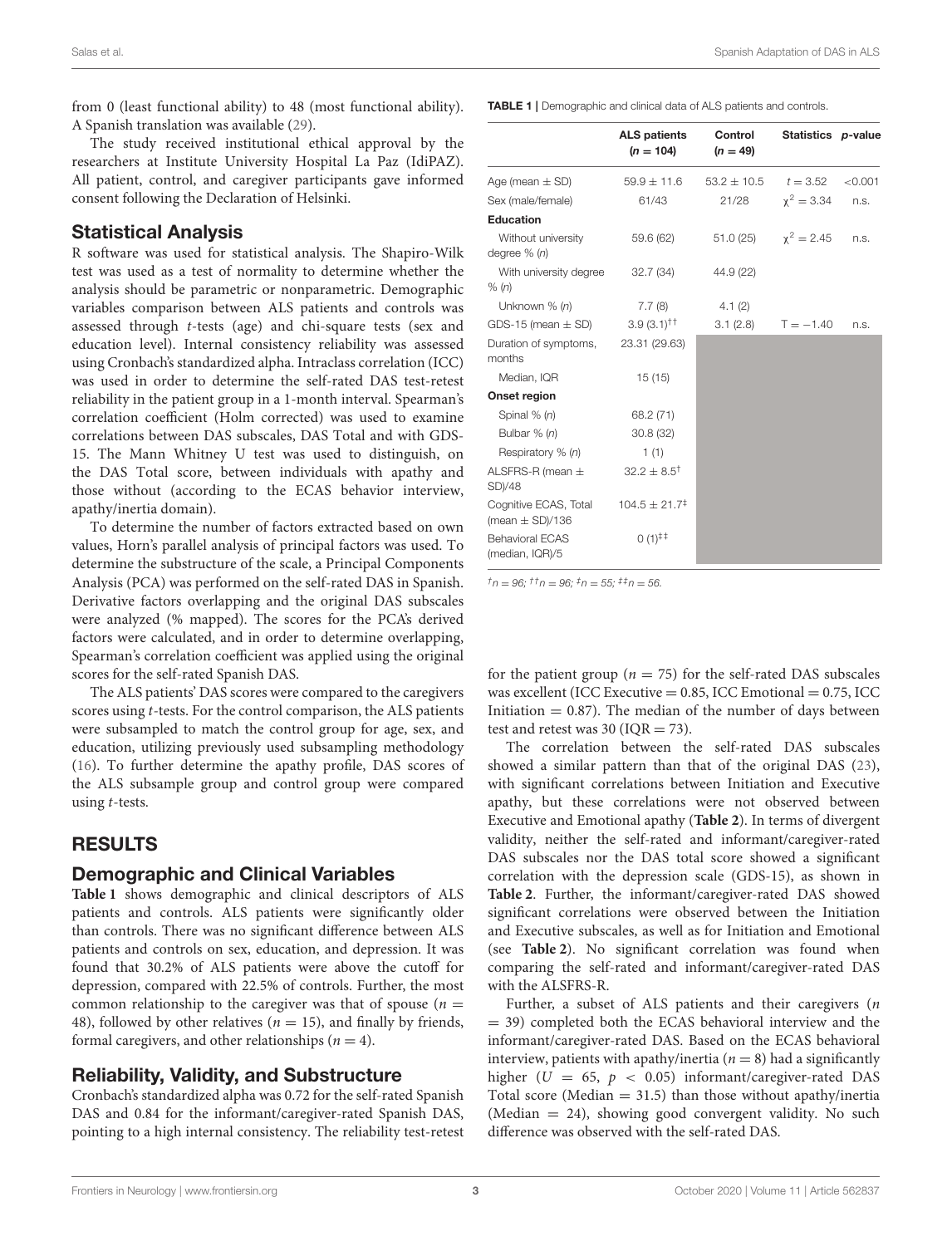from 0 (least functional ability) to 48 (most functional ability). A Spanish translation was available (29).

The study received institutional ethical approval by the researchers at Institute University Hospital La Paz (IdiPAZ). All patient, control, and caregiver participants gave informed consent following the Declaration of Helsinki.

## Statistical Analysis

R software was used for statistical analysis. The Shapiro-Wilk test was used as a test of normality to determine whether the analysis should be parametric or nonparametric. Demographic variables comparison between ALS patients and controls was assessed through *t*-tests (age) and chi-square tests (sex and education level). Internal consistency reliability was assessed using Cronbach's standardized alpha. Intraclass correlation (ICC) was used in order to determine the self-rated DAS test-retest reliability in the patient group in a 1-month interval. Spearman's correlation coefficient (Holm corrected) was used to examine correlations between DAS subscales, DAS Total and with GDS-15. The Mann Whitney U test was used to distinguish, on the DAS Total score, between individuals with apathy and those without (according to the ECAS behavior interview, apathy/inertia domain).

To determine the number of factors extracted based on own values, Horn's parallel analysis of principal factors was used. To determine the substructure of the scale, a Principal Components Analysis (PCA) was performed on the self-rated DAS in Spanish. Derivative factors overlapping and the original DAS subscales were analyzed (% mapped). The scores for the PCA's derived factors were calculated, and in order to determine overlapping, Spearman's correlation coefficient was applied using the original scores for the self-rated Spanish DAS.

The ALS patients' DAS scores were compared to the caregivers scores using *t*-tests. For the control comparison, the ALS patients were subsampled to match the control group for age, sex, and education, utilizing previously used subsampling methodology (16). To further determine the apathy profile, DAS scores of the ALS subsample group and control group were compared using *t*-tests.

# RESULTS

## Demographic and Clinical Variables

**Table 1** shows demographic and clinical descriptors of ALS patients and controls. ALS patients were significantly older than controls. There was no significant difference between ALS patients and controls on sex, education, and depression. It was found that 30.2% of ALS patients were above the cutoff for depression, compared with 22.5% of controls. Further, the most common relationship to the caregiver was that of spouse ($n$ = 48), followed by other relatives ($n$ = 15), and finally by friends, formal caregivers, and other relationships ($n$ = 4).

## Reliability, Validity, and Substructure

Cronbach's standardized alpha was 0.72 for the self-rated Spanish DAS and 0.84 for the informant/caregiver-rated Spanish DAS, pointing to a high internal consistency. The reliability test-retest for the patient group ($n$ = 75) for the self-rated DAS subscales was excellent (ICC Executive = 0.85, ICC Emotional = 0.75, ICC Initiation = 0.87). The median of the number of days between test and retest was 30 (IQR = 73).

The correlation between the self-rated DAS subscales showed a similar pattern than that of the original DAS (23), with significant correlations between Initiation and Executive apathy, but these correlations were not observed between Executive and Emotional apathy (**Table 2**). In terms of divergent validity, neither the self-rated and informant/caregiver-rated DAS subscales nor the DAS total score showed a significant correlation with the depression scale (GDS-15), as shown in **Table 2**. Further, the informant/caregiver-rated DAS showed significant correlations were observed between the Initiation and Executive subscales, as well as for Initiation and Emotional (see **Table 2**). No significant correlation was found when comparing the self-rated and informant/caregiver-rated DAS with the ALSFRS-R.

Further, a subset of ALS patients and their caregivers ($n$ = 39) completed both the ECAS behavioral interview and the informant/caregiver-rated DAS. Based on the ECAS behavioral interview, patients with apathy/inertia ($n$ = 8) had a significantly higher ($U$ = 65, $p < 0.05$) informant/caregiver-rated DAS Total score (Median = 31.5) than those without apathy/inertia (Median = 24), showing good convergent validity. No such difference was observed with the self-rated DAS.

**TABLE 1** | Demographic and clinical data of ALS patients and controls.

| | ALS patients ($n$ = 104) | Control ($n$ = 49) | Statistics | *p*-value |
|---|---|---|---|---|
| Age (mean ± SD) | 59.9 ± 11.6 | 53.2 ± 10.5 | $t$ = 3.52 | <0.001 |
| Sex (male/female) | 61/43 | 21/28 | $\chi^2$ = 3.34 | n.s. |
| **Education** | | | | |
| Without university degree % ($n$) | 59.6 (62) | 51.0 (25) | $\chi^2$ = 2.45 | n.s. |
| With university degree % ($n$) | 32.7 (34) | 44.9 (22) | | |
| Unknown % ($n$) | 7.7 (8) | 4.1 (2) | | |
| GDS-15 (mean ± SD) | 3.9 (3.1)[††] | 3.1 (2.8) | T = −1.40 | n.s. |
| Duration of symptoms, months | 23.31 (29.63) | | | |
| Median, IQR | 15 (15) | | | |
| **Onset region** | | | | |
| Spinal % ($n$) | 68.2 (71) | | | |
| Bulbar % ($n$) | 30.8 (32) | | | |
| Respiratory % ($n$) | 1 (1) | | | |
| ALSFRS-R (mean ± SD)/48 | 32.2 ± 8.5[†] | | | |
| Cognitive ECAS, Total (mean ± SD)/136 | 104.5 ± 21.7[‡] | | | |
| Behavioral ECAS (median, IQR)/5 | 0 (1)[‡‡] | | | |

[†]$n$ = 96; [††]$n$ = 96; [‡]$n$ = 55; [‡‡]$n$ = 56.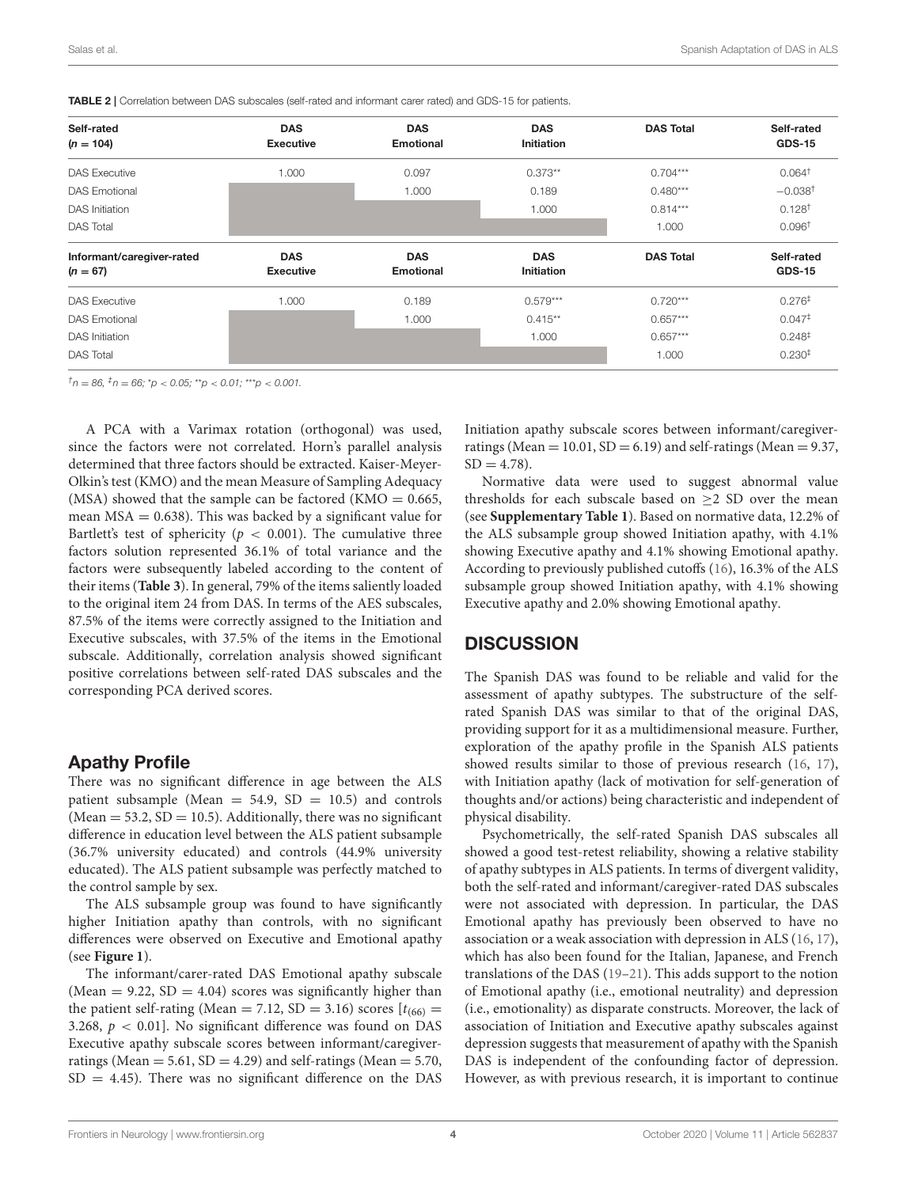**TABLE 2 |** Correlation between DAS subscales (self-rated and informant carer rated) and GDS-15 for patients.

| Self-rated ($n = 104$) | DAS Executive | DAS Emotional | DAS Initiation | DAS Total | Self-rated GDS-15 |
|---|---|---|---|---|---|
| DAS Executive | 1.000 | 0.097 | 0.373** | 0.704*** | 0.064† |
| DAS Emotional | | 1.000 | 0.189 | 0.480*** | −0.038† |
| DAS Initiation | | | 1.000 | 0.814*** | 0.128† |
| DAS Total | | | | 1.000 | 0.096† |
| **Informant/caregiver-rated ($n = 67$)** | **DAS Executive** | **DAS Emotional** | **DAS Initiation** | **DAS Total** | **Self-rated GDS-15** |
| DAS Executive | 1.000 | 0.189 | 0.579*** | 0.720*** | 0.276‡ |
| DAS Emotional | | 1.000 | 0.415** | 0.657*** | 0.047‡ |
| DAS Initiation | | | 1.000 | 0.657*** | 0.248‡ |
| DAS Total | | | | 1.000 | 0.230‡ |

†$n = 86$, ‡$n = 66$; *$p < 0.05$; **$p < 0.01$; ***$p < 0.001$.

A PCA with a Varimax rotation (orthogonal) was used, since the factors were not correlated. Horn's parallel analysis determined that three factors should be extracted. Kaiser-Meyer-Olkin's test (KMO) and the mean Measure of Sampling Adequacy (MSA) showed that the sample can be factored (KMO = 0.665, mean MSA = 0.638). This was backed by a significant value for Bartlett's test of sphericity ($p < 0.001$). The cumulative three factors solution represented 36.1% of total variance and the factors were subsequently labeled according to the content of their items (**Table 3**). In general, 79% of the items saliently loaded to the original item 24 from DAS. In terms of the AES subscales, 87.5% of the items were correctly assigned to the Initiation and Executive subscales, with 37.5% of the items in the Emotional subscale. Additionally, correlation analysis showed significant positive correlations between self-rated DAS subscales and the corresponding PCA derived scores.

## Apathy Profile

There was no significant difference in age between the ALS patient subsample (Mean = 54.9, SD = 10.5) and controls (Mean = 53.2, SD = 10.5). Additionally, there was no significant difference in education level between the ALS patient subsample (36.7% university educated) and controls (44.9% university educated). The ALS patient subsample was perfectly matched to the control sample by sex.

The ALS subsample group was found to have significantly higher Initiation apathy than controls, with no significant differences were observed on Executive and Emotional apathy (see **Figure 1**).

The informant/carer-rated DAS Emotional apathy subscale (Mean = 9.22, SD = 4.04) scores was significantly higher than the patient self-rating (Mean = 7.12, SD = 3.16) scores [$t_{(66)} = 3.268$, $p < 0.01$]. No significant difference was found on DAS Executive apathy subscale scores between informant/caregiver-ratings (Mean = 5.61, SD = 4.29) and self-ratings (Mean = 5.70, SD = 4.45). There was no significant difference on the DAS Initiation apathy subscale scores between informant/caregiver-ratings (Mean = 10.01, SD = 6.19) and self-ratings (Mean = 9.37, SD = 4.78).

Normative data were used to suggest abnormal value thresholds for each subscale based on ≥2 SD over the mean (see **Supplementary Table 1**). Based on normative data, 12.2% of the ALS subsample group showed Initiation apathy, with 4.1% showing Executive apathy and 4.1% showing Emotional apathy. According to previously published cutoffs (16), 16.3% of the ALS subsample group showed Initiation apathy, with 4.1% showing Executive apathy and 2.0% showing Emotional apathy.

# DISCUSSION

The Spanish DAS was found to be reliable and valid for the assessment of apathy subtypes. The substructure of the self-rated Spanish DAS was similar to that of the original DAS, providing support for it as a multidimensional measure. Further, exploration of the apathy profile in the Spanish ALS patients showed results similar to those of previous research (16, 17), with Initiation apathy (lack of motivation for self-generation of thoughts and/or actions) being characteristic and independent of physical disability.

Psychometrically, the self-rated Spanish DAS subscales all showed a good test-retest reliability, showing a relative stability of apathy subtypes in ALS patients. In terms of divergent validity, both the self-rated and informant/caregiver-rated DAS subscales were not associated with depression. In particular, the DAS Emotional apathy has previously been observed to have no association or a weak association with depression in ALS (16, 17), which has also been found for the Italian, Japanese, and French translations of the DAS (19–21). This adds support to the notion of Emotional apathy (i.e., emotional neutrality) and depression (i.e., emotionality) as disparate constructs. Moreover, the lack of association of Initiation and Executive apathy subscales against depression suggests that measurement of apathy with the Spanish DAS is independent of the confounding factor of depression. However, as with previous research, it is important to continue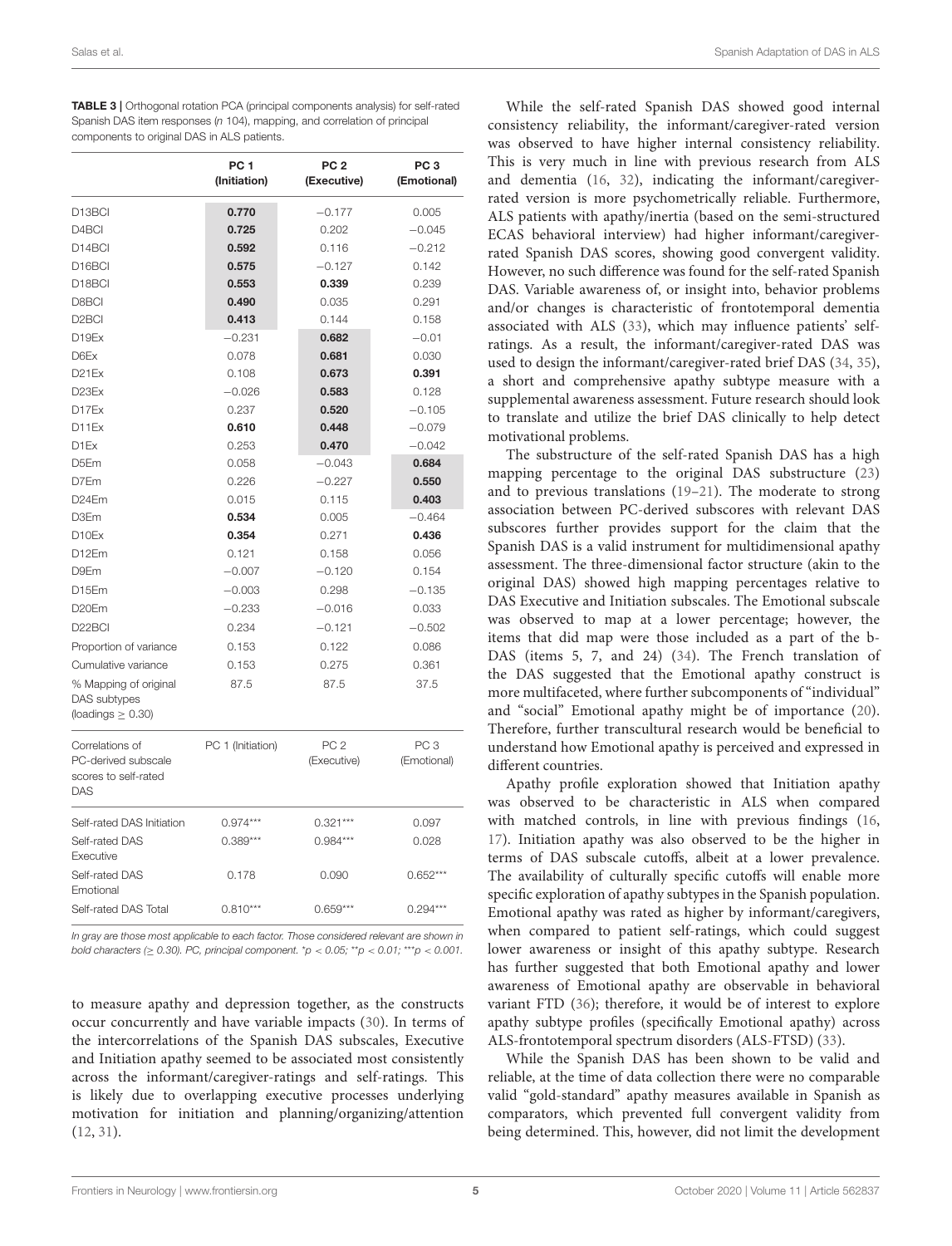**TABLE 3 |** Orthogonal rotation PCA (principal components analysis) for self-rated Spanish DAS item responses (*n* 104), mapping, and correlation of principal components to original DAS in ALS patients.

| | PC 1 (Initiation) | PC 2 (Executive) | PC 3 (Emotional) |
|---|---|---|---|
| D13BCI | **0.770** | −0.177 | 0.005 |
| D4BCI | **0.725** | 0.202 | −0.045 |
| D14BCI | **0.592** | 0.116 | −0.212 |
| D16BCI | **0.575** | −0.127 | 0.142 |
| D18BCI | **0.553** | **0.339** | 0.239 |
| D8BCI | **0.490** | 0.035 | 0.291 |
| D2BCI | **0.413** | 0.144 | 0.158 |
| D19Ex | −0.231 | **0.682** | −0.01 |
| D6Ex | 0.078 | **0.681** | 0.030 |
| D21Ex | 0.108 | **0.673** | **0.391** |
| D23Ex | −0.026 | **0.583** | 0.128 |
| D17Ex | 0.237 | **0.520** | −0.105 |
| D11Ex | **0.610** | **0.448** | −0.079 |
| D1Ex | 0.253 | **0.470** | −0.042 |
| D5Em | 0.058 | −0.043 | **0.684** |
| D7Em | 0.226 | −0.227 | **0.550** |
| D24Em | 0.015 | 0.115 | **0.403** |
| D3Em | **0.534** | 0.005 | −0.464 |
| D10Ex | **0.354** | 0.271 | **0.436** |
| D12Em | 0.121 | 0.158 | 0.056 |
| D9Em | −0.007 | −0.120 | 0.154 |
| D15Em | −0.003 | 0.298 | −0.135 |
| D20Em | −0.233 | −0.016 | 0.033 |
| D22BCI | 0.234 | −0.121 | −0.502 |
| Proportion of variance | 0.153 | 0.122 | 0.086 |
| Cumulative variance | 0.153 | 0.275 | 0.361 |
| % Mapping of original DAS subtypes (loadings ≥ 0.30) | 87.5 | 87.5 | 37.5 |
| Correlations of PC-derived subscale scores to self-rated DAS | PC 1 (Initiation) | PC 2 (Executive) | PC 3 (Emotional) |
| Self-rated DAS Initiation | 0.974*** | 0.321*** | 0.097 |
| Self-rated DAS Executive | 0.389*** | 0.984*** | 0.028 |
| Self-rated DAS Emotional | 0.178 | 0.090 | 0.652*** |
| Self-rated DAS Total | 0.810*** | 0.659*** | 0.294*** |

*In gray are those most applicable to each factor. Those considered relevant are shown in bold characters (≥ 0.30). PC, principal component. \*p < 0.05; \*\*p < 0.01; \*\*\*p < 0.001.*

to measure apathy and depression together, as the constructs occur concurrently and have variable impacts (30). In terms of the intercorrelations of the Spanish DAS subscales, Executive and Initiation apathy seemed to be associated most consistently across the informant/caregiver-ratings and self-ratings. This is likely due to overlapping executive processes underlying motivation for initiation and planning/organizing/attention (12, 31).

While the self-rated Spanish DAS showed good internal consistency reliability, the informant/caregiver-rated version was observed to have higher internal consistency reliability. This is very much in line with previous research from ALS and dementia (16, 32), indicating the informant/caregiver-rated version is more psychometrically reliable. Furthermore, ALS patients with apathy/inertia (based on the semi-structured ECAS behavioral interview) had higher informant/caregiver-rated Spanish DAS scores, showing good convergent validity. However, no such difference was found for the self-rated Spanish DAS. Variable awareness of, or insight into, behavior problems and/or changes is characteristic of frontotemporal dementia associated with ALS (33), which may influence patients' self-ratings. As a result, the informant/caregiver-rated DAS was used to design the informant/caregiver-rated brief DAS (34, 35), a short and comprehensive apathy subtype measure with a supplemental awareness assessment. Future research should look to translate and utilize the brief DAS clinically to help detect motivational problems.

The substructure of the self-rated Spanish DAS has a high mapping percentage to the original DAS substructure (23) and to previous translations (19–21). The moderate to strong association between PC-derived subscores with relevant DAS subscores further provides support for the claim that the Spanish DAS is a valid instrument for multidimensional apathy assessment. The three-dimensional factor structure (akin to the original DAS) showed high mapping percentages relative to DAS Executive and Initiation subscales. The Emotional subscale was observed to map at a lower percentage; however, the items that did map were those included as a part of the b-DAS (items 5, 7, and 24) (34). The French translation of the DAS suggested that the Emotional apathy construct is more multifaceted, where further subcomponents of "individual" and "social" Emotional apathy might be of importance (20). Therefore, further transcultural research would be beneficial to understand how Emotional apathy is perceived and expressed in different countries.

Apathy profile exploration showed that Initiation apathy was observed to be characteristic in ALS when compared with matched controls, in line with previous findings (16, 17). Initiation apathy was also observed to be the higher in terms of DAS subscale cutoffs, albeit at a lower prevalence. The availability of culturally specific cutoffs will enable more specific exploration of apathy subtypes in the Spanish population. Emotional apathy was rated as higher by informant/caregivers, when compared to patient self-ratings, which could suggest lower awareness or insight of this apathy subtype. Research has further suggested that both Emotional apathy and lower awareness of Emotional apathy are observable in behavioral variant FTD (36); therefore, it would be of interest to explore apathy subtype profiles (specifically Emotional apathy) across ALS-frontotemporal spectrum disorders (ALS-FTSD) (33).

While the Spanish DAS has been shown to be valid and reliable, at the time of data collection there were no comparable valid "gold-standard" apathy measures available in Spanish as comparators, which prevented full convergent validity from being determined. This, however, did not limit the development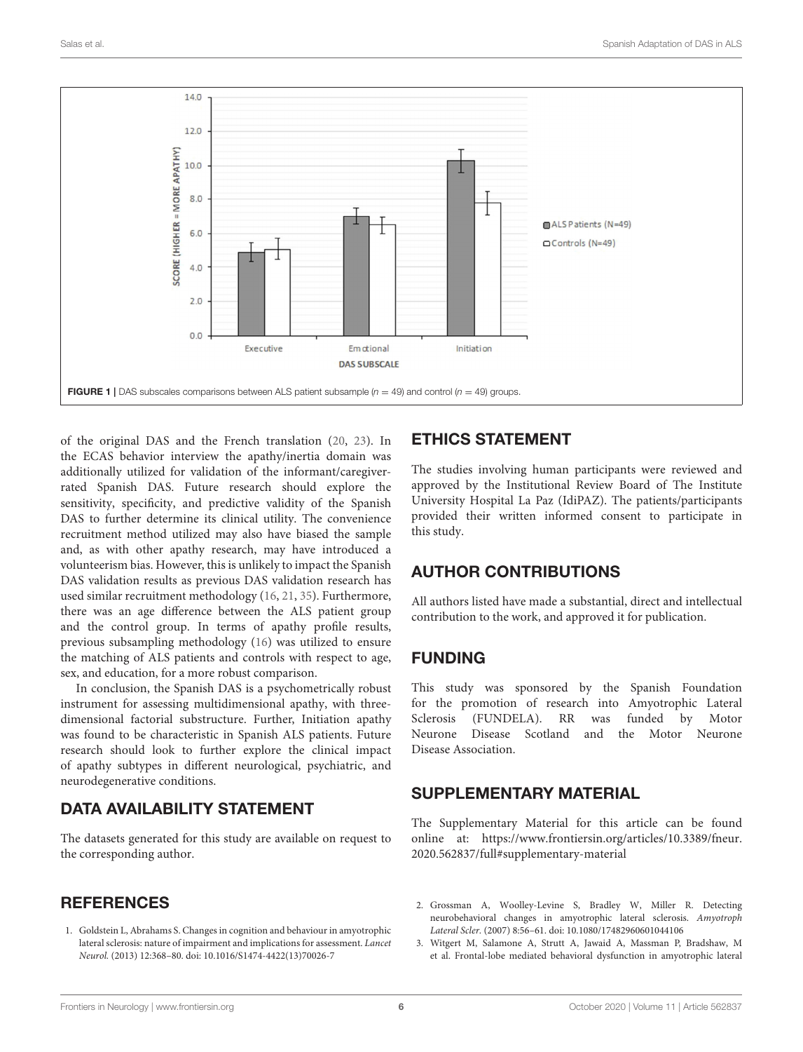14.0
12.0
10.0
8.0
6.0
4.0
2.0
0.0

SCORE (HIGHER = MORE APATHY)

Executive
Emotional
Initiation

DAS SUBSCALE

ALS Patients (N=49)
Controls (N=49)

**FIGURE 1 |** DAS subscales comparisons between ALS patient subsample ($n = 49$) and control ($n = 49$) groups.

of the original DAS and the French translation (20, 23). In the ECAS behavior interview the apathy/inertia domain was additionally utilized for validation of the informant/caregiver-rated Spanish DAS. Future research should explore the sensitivity, specificity, and predictive validity of the Spanish DAS to further determine its clinical utility. The convenience recruitment method utilized may also have biased the sample and, as with other apathy research, may have introduced a volunteerism bias. However, this is unlikely to impact the Spanish DAS validation results as previous DAS validation research has used similar recruitment methodology (16, 21, 35). Furthermore, there was an age difference between the ALS patient group and the control group. In terms of apathy profile results, previous subsampling methodology (16) was utilized to ensure the matching of ALS patients and controls with respect to age, sex, and education, for a more robust comparison.

In conclusion, the Spanish DAS is a psychometrically robust instrument for assessing multidimensional apathy, with three-dimensional factorial substructure. Further, Initiation apathy was found to be characteristic in Spanish ALS patients. Future research should look to further explore the clinical impact of apathy subtypes in different neurological, psychiatric, and neurodegenerative conditions.

## DATA AVAILABILITY STATEMENT

The datasets generated for this study are available on request to the corresponding author.

## ETHICS STATEMENT

The studies involving human participants were reviewed and approved by the Institutional Review Board of The Institute University Hospital La Paz (IdiPAZ). The patients/participants provided their written informed consent to participate in this study.

## AUTHOR CONTRIBUTIONS

All authors listed have made a substantial, direct and intellectual contribution to the work, and approved it for publication.

## FUNDING

This study was sponsored by the Spanish Foundation for the promotion of research into Amyotrophic Lateral Sclerosis (FUNDELA). RR was funded by Motor Neurone Disease Scotland and the Motor Neurone Disease Association.

## SUPPLEMENTARY MATERIAL

The Supplementary Material for this article can be found online at: https://www.frontiersin.org/articles/10.3389/fneur.2020.562837/full#supplementary-material

## REFERENCES

1. Goldstein L, Abrahams S. Changes in cognition and behaviour in amyotrophic lateral sclerosis: nature of impairment and implications for assessment. *Lancet Neurol.* (2013) 12:368–80. doi: 10.1016/S1474-4422(13)70026-7
2. Grossman A, Woolley-Levine S, Bradley W, Miller R. Detecting neurobehavioral changes in amyotrophic lateral sclerosis. *Amyotroph Lateral Scler.* (2007) 8:56–61. doi: 10.1080/17482960601044106
3. Witgert M, Salamone A, Strutt A, Jawaid A, Massman P, Bradshaw, M et al. Frontal-lobe mediated behavioral dysfunction in amyotrophic lateral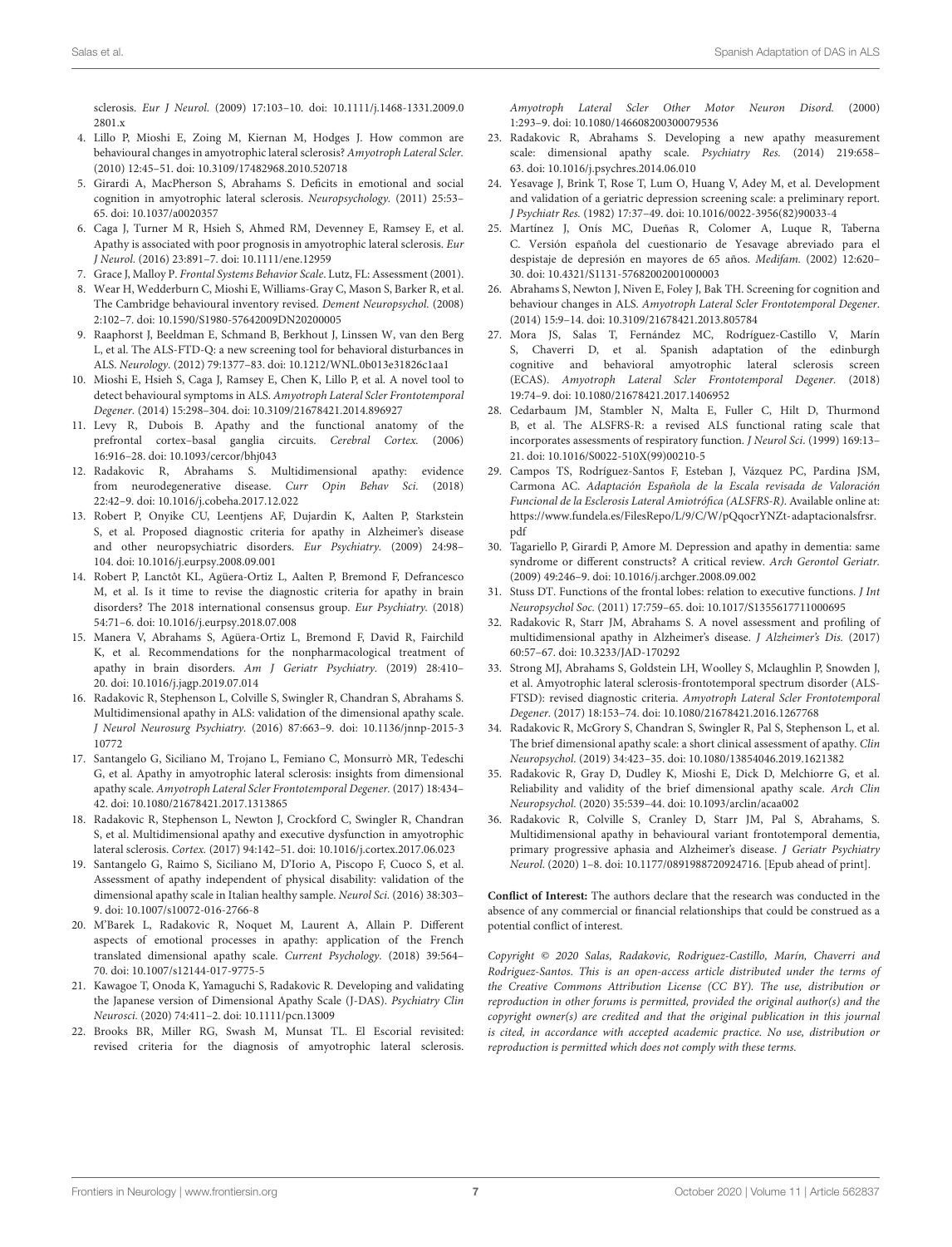sclerosis. *Eur J Neurol.* (2009) 17:103–10. doi: 10.1111/j.1468-1331.2009.02801.x

4. Lillo P, Mioshi E, Zoing M, Kiernan M, Hodges J. How common are behavioural changes in amyotrophic lateral sclerosis? *Amyotroph Lateral Scler.* (2010) 12:45–51. doi: 10.3109/17482968.2010.520718
5. Girardi A, MacPherson S, Abrahams S. Deficits in emotional and social cognition in amyotrophic lateral sclerosis. *Neuropsychology.* (2011) 25:53–65. doi: 10.1037/a0020357
6. Caga J, Turner M R, Hsieh S, Ahmed RM, Devenney E, Ramsey E, et al. Apathy is associated with poor prognosis in amyotrophic lateral sclerosis. *Eur J Neurol.* (2016) 23:891–7. doi: 10.1111/ene.12959
7. Grace J, Malloy P. *Frontal Systems Behavior Scale.* Lutz, FL: Assessment (2001).
8. Wear H, Wedderburn C, Mioshi E, Williams-Gray C, Mason S, Barker R, et al. The Cambridge behavioural inventory revised. *Dement Neuropsychol.* (2008) 2:102–7. doi: 10.1590/S1980-57642009DN20200005
9. Raaphorst J, Beeldman E, Schmand B, Berkhout J, Linssen W, van den Berg L, et al. The ALS-FTD-Q: a new screening tool for behavioral disturbances in ALS. *Neurology.* (2012) 79:1377–83. doi: 10.1212/WNL.0b013e31826c1aa1
10. Mioshi E, Hsieh S, Caga J, Ramsey E, Chen K, Lillo P, et al. A novel tool to detect behavioural symptoms in ALS. *Amyotroph Lateral Scler Frontotemporal Degener.* (2014) 15:298–304. doi: 10.3109/21678421.2014.896927
11. Levy R, Dubois B. Apathy and the functional anatomy of the prefrontal cortex–basal ganglia circuits. *Cerebral Cortex.* (2006) 16:916–28. doi: 10.1093/cercor/bhj043
12. Radakovic R, Abrahams S. Multidimensional apathy: evidence from neurodegenerative disease. *Curr Opin Behav Sci.* (2018) 22:42–9. doi: 10.1016/j.cobeha.2017.12.022
13. Robert P, Onyike CU, Leentjens AF, Dujardin K, Aalten P, Starkstein S, et al. Proposed diagnostic criteria for apathy in Alzheimer's disease and other neuropsychiatric disorders. *Eur Psychiatry.* (2009) 24:98–104. doi: 10.1016/j.eurpsy.2008.09.001
14. Robert P, Lanctôt KL, Agüera-Ortiz L, Aalten P, Bremond F, Defrancesco M, et al. Is it time to revise the diagnostic criteria for apathy in brain disorders? The 2018 international consensus group. *Eur Psychiatry.* (2018) 54:71–6. doi: 10.1016/j.eurpsy.2018.07.008
15. Manera V, Abrahams S, Agüera-Ortiz L, Bremond F, David R, Fairchild K, et al. Recommendations for the nonpharmacological treatment of apathy in brain disorders. *Am J Geriatr Psychiatry.* (2019) 28:410–20. doi: 10.1016/j.jagp.2019.07.014
16. Radakovic R, Stephenson L, Colville S, Swingler R, Chandran S, Abrahams S. Multidimensional apathy in ALS: validation of the dimensional apathy scale. *J Neurol Neurosurg Psychiatry.* (2016) 87:663–9. doi: 10.1136/jnnp-2015-310772
17. Santangelo G, Siciliano M, Trojano L, Femiano C, Monsurrò MR, Tedeschi G, et al. Apathy in amyotrophic lateral sclerosis: insights from dimensional apathy scale. *Amyotroph Lateral Scler Frontotemporal Degener.* (2017) 18:434–42. doi: 10.1080/21678421.2017.1313865
18. Radakovic R, Stephenson L, Newton J, Crockford C, Swingler R, Chandran S, et al. Multidimensional apathy and executive dysfunction in amyotrophic lateral sclerosis. *Cortex.* (2017) 94:142–51. doi: 10.1016/j.cortex.2017.06.023
19. Santangelo G, Raimo S, Siciliano M, D'Iorio A, Piscopo F, Cuoco S, et al. Assessment of apathy independent of physical disability: validation of the dimensional apathy scale in Italian healthy sample. *Neurol Sci.* (2016) 38:303–9. doi: 10.1007/s10072-016-2766-8
20. M'Barek L, Radakovic R, Noquet M, Laurent A, Allain P. Different aspects of emotional processes in apathy: application of the French translated dimensional apathy scale. *Current Psychology.* (2018) 39:564–70. doi: 10.1007/s12144-017-9775-5
21. Kawagoe T, Onoda K, Yamaguchi S, Radakovic R. Developing and validating the Japanese version of Dimensional Apathy Scale (J-DAS). *Psychiatry Clin Neurosci.* (2020) 74:411–2. doi: 10.1111/pcn.13009
22. Brooks BR, Miller RG, Swash M, Munsat TL. El Escorial revisited: revised criteria for the diagnosis of amyotrophic lateral sclerosis. *Amyotroph Lateral Scler Other Motor Neuron Disord.* (2000) 1:293–9. doi: 10.1080/146608200300079536
23. Radakovic R, Abrahams S. Developing a new apathy measurement scale: dimensional apathy scale. *Psychiatry Res.* (2014) 219:658–63. doi: 10.1016/j.psychres.2014.06.010
24. Yesavage J, Brink T, Rose T, Lum O, Huang V, Adey M, et al. Development and validation of a geriatric depression screening scale: a preliminary report. *J Psychiatr Res.* (1982) 17:37–49. doi: 10.1016/0022-3956(82)90033-4
25. Martínez J, Onís MC, Dueñas R, Colomer A, Luque R, Taberna C. Versión española del cuestionario de Yesavage abreviado para el despistaje de depresión en mayores de 65 años. *Medifam.* (2002) 12:620–30. doi: 10.4321/S1131-57682002001000003
26. Abrahams S, Newton J, Niven E, Foley J, Bak TH. Screening for cognition and behaviour changes in ALS. *Amyotroph Lateral Scler Frontotemporal Degener.* (2014) 15:9–14. doi: 10.3109/21678421.2013.805784
27. Mora JS, Salas T, Fernández MC, Rodríguez-Castillo V, Marín S, Chaverri D, et al. Spanish adaptation of the edinburgh cognitive and behavioral amyotrophic lateral sclerosis screen (ECAS). *Amyotroph Lateral Scler Frontotemporal Degener.* (2018) 19:74–9. doi: 10.1080/21678421.2017.1406952
28. Cedarbaum JM, Stambler N, Malta E, Fuller C, Hilt D, Thurmond B, et al. The ALSFRS-R: a revised ALS functional rating scale that incorporates assessments of respiratory function. *J Neurol Sci.* (1999) 169:13–21. doi: 10.1016/S0022-510X(99)00210-5
29. Campos TS, Rodríguez-Santos F, Esteban J, Vázquez PC, Pardina JSM, Carmona AC. *Adaptación Española de la Escala revisada de Valoración Funcional de la Esclerosis Lateral Amiotrófica (ALSFRS-R).* Available online at: https://www.fundela.es/FilesRepo/L/9/C/W/pQqocrYNZt-adaptacionalsfrsr.pdf
30. Tagariello P, Girardi P, Amore M. Depression and apathy in dementia: same syndrome or different constructs? A critical review. *Arch Gerontol Geriatr.* (2009) 49:246–9. doi: 10.1016/j.archger.2008.09.002
31. Stuss DT. Functions of the frontal lobes: relation to executive functions. *J Int Neuropsychol Soc.* (2011) 17:759–65. doi: 10.1017/S1355617711000695
32. Radakovic R, Starr JM, Abrahams S. A novel assessment and profiling of multidimensional apathy in Alzheimer's disease. *J Alzheimer's Dis.* (2017) 60:57–67. doi: 10.3233/JAD-170292
33. Strong MJ, Abrahams S, Goldstein LH, Woolley S, Mclaughlin P, Snowden J, et al. Amyotrophic lateral sclerosis-frontotemporal spectrum disorder (ALS-FTSD): revised diagnostic criteria. *Amyotroph Lateral Scler Frontotemporal Degener.* (2017) 18:153–74. doi: 10.1080/21678421.2016.1267768
34. Radakovic R, McGrory S, Chandran S, Swingler R, Pal S, Stephenson L, et al. The brief dimensional apathy scale: a short clinical assessment of apathy. *Clin Neuropsychol.* (2019) 34:423–35. doi: 10.1080/13854046.2019.1621382
35. Radakovic R, Gray D, Dudley K, Mioshi E, Dick D, Melchiorre G, et al. Reliability and validity of the brief dimensional apathy scale. *Arch Clin Neuropsychol.* (2020) 35:539–44. doi: 10.1093/arclin/acaa002
36. Radakovic R, Colville S, Cranley D, Starr JM, Pal S, Abrahams, S. Multidimensional apathy in behavioural variant frontotemporal dementia, primary progressive aphasia and Alzheimer's disease. *J Geriatr Psychiatry Neurol.* (2020) 1–8. doi: 10.1177/0891988720924716. [Epub ahead of print].

**Conflict of Interest:** The authors declare that the research was conducted in the absence of any commercial or financial relationships that could be construed as a potential conflict of interest.

*Copyright © 2020 Salas, Radakovic, Rodriguez-Castillo, Marín, Chaverri and Rodriguez-Santos. This is an open-access article distributed under the terms of the Creative Commons Attribution License (CC BY). The use, distribution or reproduction in other forums is permitted, provided the original author(s) and the copyright owner(s) are credited and that the original publication in this journal is cited, in accordance with accepted academic practice. No use, distribution or reproduction is permitted which does not comply with these terms.*